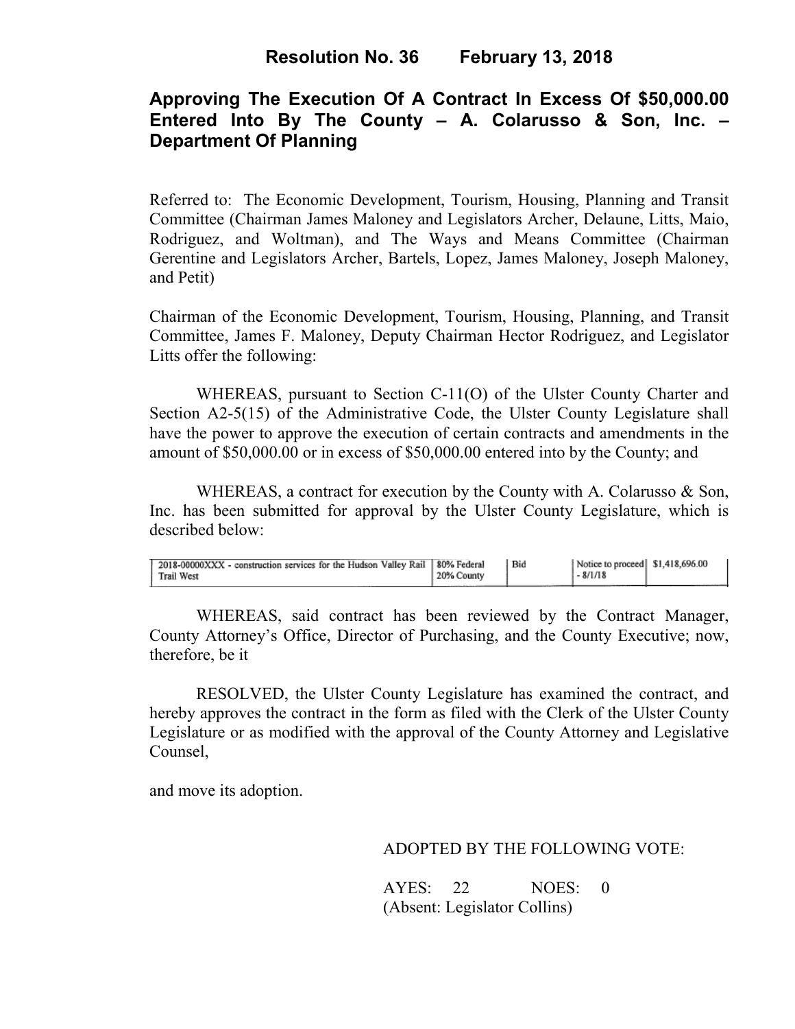# Resolution No. 36 February 13, 2018

## Approving The Execution Of A Contract In Excess Of $50,000.00 Entered Into By The County – A. Colarusso & Son, Inc. – Department Of Planning

Referred to: The Economic Development, Tourism, Housing, Planning and Transit Committee (Chairman James Maloney and Legislators Archer, Delaune, Litts, Maio, Rodriguez, and Woltman), and The Ways and Means Committee (Chairman Gerentine and Legislators Archer, Bartels, Lopez, James Maloney, Joseph Maloney, and Petit)

Chairman of the Economic Development, Tourism, Housing, Planning, and Transit Committee, James F. Maloney, Deputy Chairman Hector Rodriguez, and Legislator Litts offer the following:

WHEREAS, pursuant to Section C-11(O) of the Ulster County Charter and Section A2-5(15) of the Administrative Code, the Ulster County Legislature shall have the power to approve the execution of certain contracts and amendments in the amount of $50,000.00 or in excess of $50,000.00 entered into by the County; and

WHEREAS, a contract for execution by the County with A. Colarusso & Son, Inc. has been submitted for approval by the Ulster County Legislature, which is described below:

| | | | | |
|---|---|---|---|---|
| 2018-00000XXX - construction services for the Hudson Valley Rail Trail West | 80% Federal 20% County | Bid | Notice to proceed - 8/1/18 | $1,418,696.00 |

WHEREAS, said contract has been reviewed by the Contract Manager, County Attorney's Office, Director of Purchasing, and the County Executive; now, therefore, be it

RESOLVED, the Ulster County Legislature has examined the contract, and hereby approves the contract in the form as filed with the Clerk of the Ulster County Legislature or as modified with the approval of the County Attorney and Legislative Counsel,

and move its adoption.

ADOPTED BY THE FOLLOWING VOTE:

AYES: 22 NOES: 0
(Absent: Legislator Collins)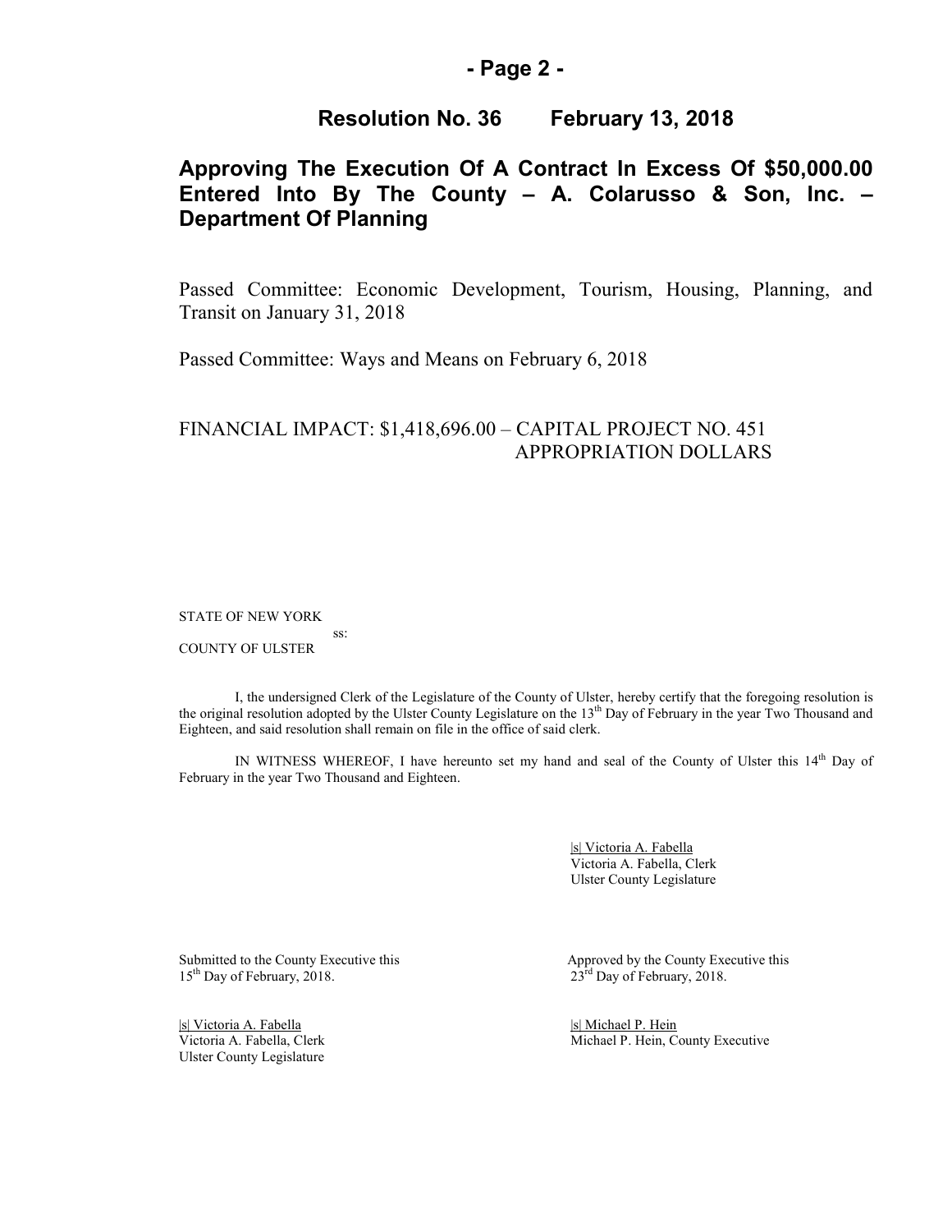## Resolution No. 36 February 13, 2018

## Approving The Execution Of A Contract In Excess Of $50,000.00 Entered Into By The County – A. Colarusso & Son, Inc. – Department Of Planning

Passed Committee: Economic Development, Tourism, Housing, Planning, and Transit on January 31, 2018

Passed Committee: Ways and Means on February 6, 2018

FINANCIAL IMPACT: $1,418,696.00 – CAPITAL PROJECT NO. 451
APPROPRIATION DOLLARS

STATE OF NEW YORK
ss:
COUNTY OF ULSTER

I, the undersigned Clerk of the Legislature of the County of Ulster, hereby certify that the foregoing resolution is the original resolution adopted by the Ulster County Legislature on the 13th Day of February in the year Two Thousand and Eighteen, and said resolution shall remain on file in the office of said clerk.

IN WITNESS WHEREOF, I have hereunto set my hand and seal of the County of Ulster this 14th Day of February in the year Two Thousand and Eighteen.

|s| Victoria A. Fabella
Victoria A. Fabella, Clerk
Ulster County Legislature

Submitted to the County Executive this 15th Day of February, 2018.

|s| Victoria A. Fabella
Victoria A. Fabella, Clerk
Ulster County Legislature

Approved by the County Executive this 23rd Day of February, 2018.

|s| Michael P. Hein
Michael P. Hein, County Executive